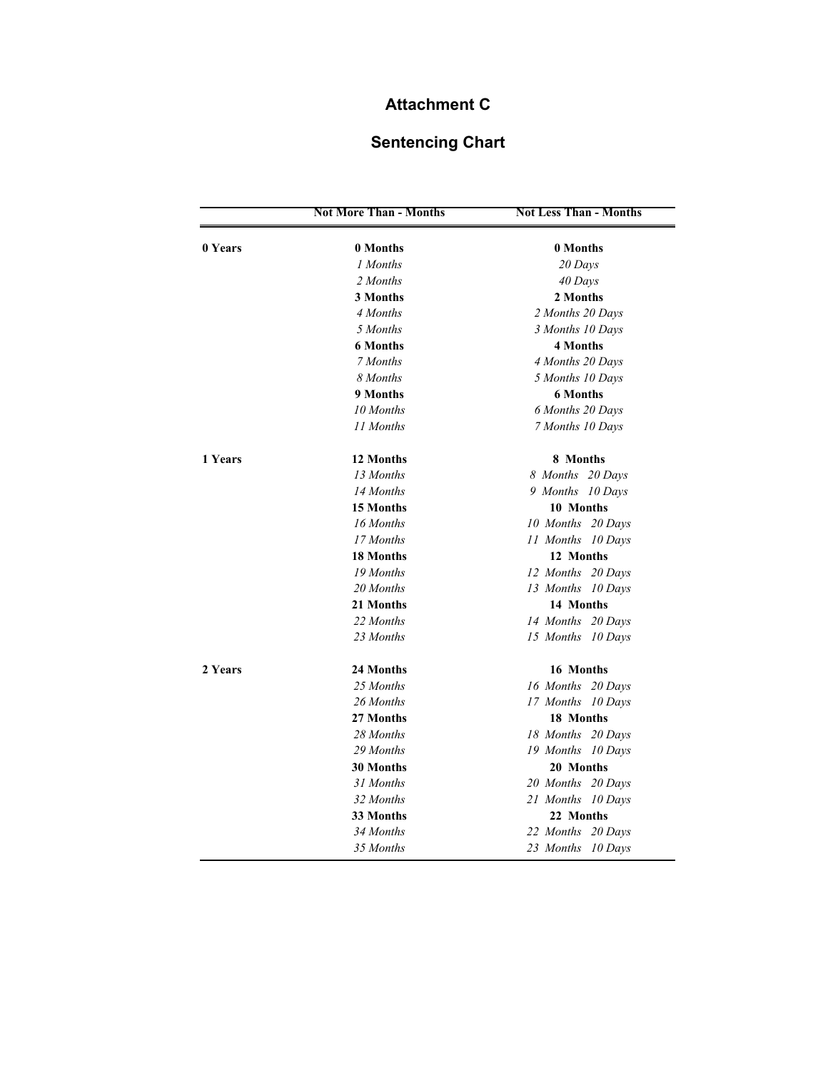# Attachment C

# Sentencing Chart

| | Not More Than - Months | Not Less Than - Months |
|---|---|---|
| **0 Years** | **0 Months** | **0 Months** |
| | *1 Months* | *20 Days* |
| | *2 Months* | *40 Days* |
| | **3 Months** | **2 Months** |
| | *4 Months* | *2 Months 20 Days* |
| | *5 Months* | *3 Months 10 Days* |
| | **6 Months** | **4 Months** |
| | *7 Months* | *4 Months 20 Days* |
| | *8 Months* | *5 Months 10 Days* |
| | **9 Months** | **6 Months** |
| | *10 Months* | *6 Months 20 Days* |
| | *11 Months* | *7 Months 10 Days* |
| **1 Years** | **12 Months** | **8 Months** |
| | *13 Months* | *8 Months 20 Days* |
| | *14 Months* | *9 Months 10 Days* |
| | **15 Months** | **10 Months** |
| | *16 Months* | *10 Months 20 Days* |
| | *17 Months* | *11 Months 10 Days* |
| | **18 Months** | **12 Months** |
| | *19 Months* | *12 Months 20 Days* |
| | *20 Months* | *13 Months 10 Days* |
| | **21 Months** | **14 Months** |
| | *22 Months* | *14 Months 20 Days* |
| | *23 Months* | *15 Months 10 Days* |
| **2 Years** | **24 Months** | **16 Months** |
| | *25 Months* | *16 Months 20 Days* |
| | *26 Months* | *17 Months 10 Days* |
| | **27 Months** | **18 Months** |
| | *28 Months* | *18 Months 20 Days* |
| | *29 Months* | *19 Months 10 Days* |
| | **30 Months** | **20 Months** |
| | *31 Months* | *20 Months 20 Days* |
| | *32 Months* | *21 Months 10 Days* |
| | **33 Months** | **22 Months** |
| | *34 Months* | *22 Months 20 Days* |
| | *35 Months* | *23 Months 10 Days* |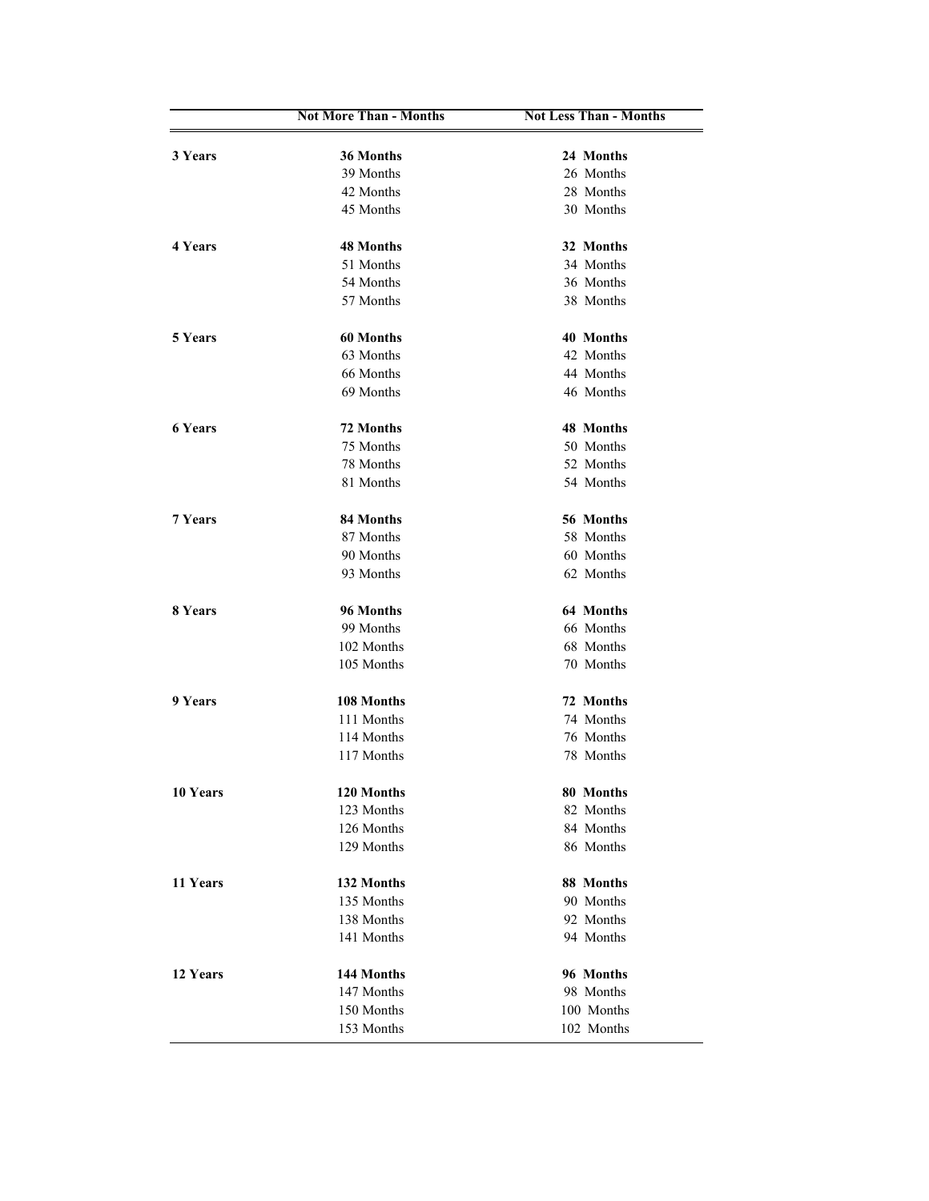| | Not More Than - Months | Not Less Than - Months |
|---|---|---|
| **3 Years** | **36 Months** | **24 Months** |
| | 39 Months | 26 Months |
| | 42 Months | 28 Months |
| | 45 Months | 30 Months |
| **4 Years** | **48 Months** | **32 Months** |
| | 51 Months | 34 Months |
| | 54 Months | 36 Months |
| | 57 Months | 38 Months |
| **5 Years** | **60 Months** | **40 Months** |
| | 63 Months | 42 Months |
| | 66 Months | 44 Months |
| | 69 Months | 46 Months |
| **6 Years** | **72 Months** | **48 Months** |
| | 75 Months | 50 Months |
| | 78 Months | 52 Months |
| | 81 Months | 54 Months |
| **7 Years** | **84 Months** | **56 Months** |
| | 87 Months | 58 Months |
| | 90 Months | 60 Months |
| | 93 Months | 62 Months |
| **8 Years** | **96 Months** | **64 Months** |
| | 99 Months | 66 Months |
| | 102 Months | 68 Months |
| | 105 Months | 70 Months |
| **9 Years** | **108 Months** | **72 Months** |
| | 111 Months | 74 Months |
| | 114 Months | 76 Months |
| | 117 Months | 78 Months |
| **10 Years** | **120 Months** | **80 Months** |
| | 123 Months | 82 Months |
| | 126 Months | 84 Months |
| | 129 Months | 86 Months |
| **11 Years** | **132 Months** | **88 Months** |
| | 135 Months | 90 Months |
| | 138 Months | 92 Months |
| | 141 Months | 94 Months |
| **12 Years** | **144 Months** | **96 Months** |
| | 147 Months | 98 Months |
| | 150 Months | 100 Months |
| | 153 Months | 102 Months |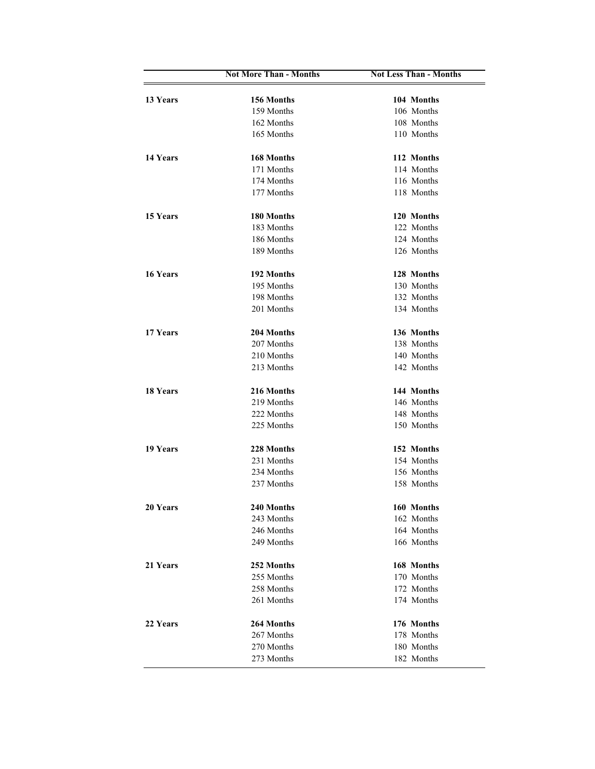| | Not More Than - Months | Not Less Than - Months |
|---|---|---|
| **13 Years** | **156 Months** | **104 Months** |
| | 159 Months | 106 Months |
| | 162 Months | 108 Months |
| | 165 Months | 110 Months |
| **14 Years** | **168 Months** | **112 Months** |
| | 171 Months | 114 Months |
| | 174 Months | 116 Months |
| | 177 Months | 118 Months |
| **15 Years** | **180 Months** | **120 Months** |
| | 183 Months | 122 Months |
| | 186 Months | 124 Months |
| | 189 Months | 126 Months |
| **16 Years** | **192 Months** | **128 Months** |
| | 195 Months | 130 Months |
| | 198 Months | 132 Months |
| | 201 Months | 134 Months |
| **17 Years** | **204 Months** | **136 Months** |
| | 207 Months | 138 Months |
| | 210 Months | 140 Months |
| | 213 Months | 142 Months |
| **18 Years** | **216 Months** | **144 Months** |
| | 219 Months | 146 Months |
| | 222 Months | 148 Months |
| | 225 Months | 150 Months |
| **19 Years** | **228 Months** | **152 Months** |
| | 231 Months | 154 Months |
| | 234 Months | 156 Months |
| | 237 Months | 158 Months |
| **20 Years** | **240 Months** | **160 Months** |
| | 243 Months | 162 Months |
| | 246 Months | 164 Months |
| | 249 Months | 166 Months |
| **21 Years** | **252 Months** | **168 Months** |
| | 255 Months | 170 Months |
| | 258 Months | 172 Months |
| | 261 Months | 174 Months |
| **22 Years** | **264 Months** | **176 Months** |
| | 267 Months | 178 Months |
| | 270 Months | 180 Months |
| | 273 Months | 182 Months |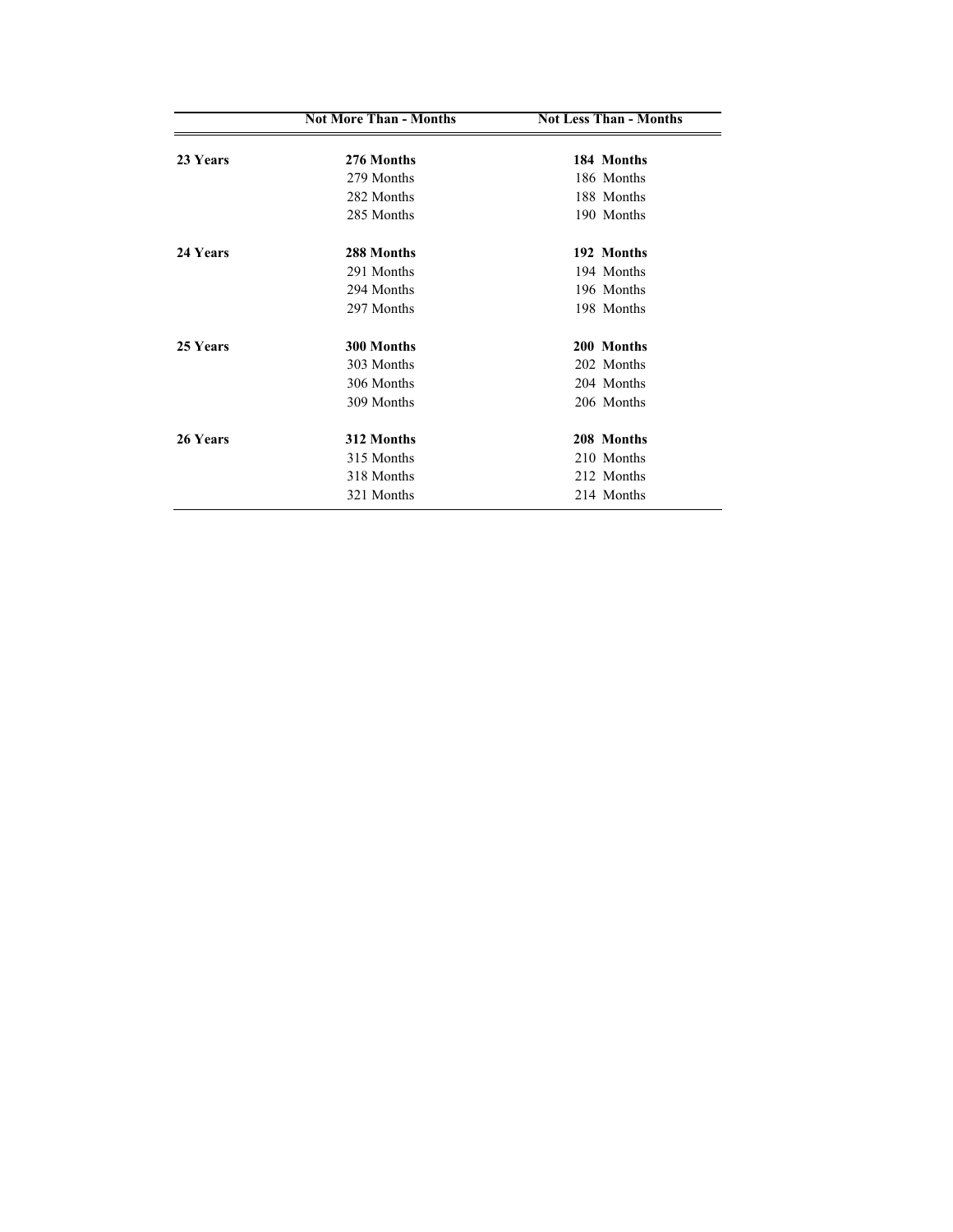| | Not More Than - Months | Not Less Than - Months |
|---|---|---|
| **23 Years** | **276 Months** | **184 Months** |
| | 279 Months | 186 Months |
| | 282 Months | 188 Months |
| | 285 Months | 190 Months |
| **24 Years** | **288 Months** | **192 Months** |
| | 291 Months | 194 Months |
| | 294 Months | 196 Months |
| | 297 Months | 198 Months |
| **25 Years** | **300 Months** | **200 Months** |
| | 303 Months | 202 Months |
| | 306 Months | 204 Months |
| | 309 Months | 206 Months |
| **26 Years** | **312 Months** | **208 Months** |
| | 315 Months | 210 Months |
| | 318 Months | 212 Months |
| | 321 Months | 214 Months |